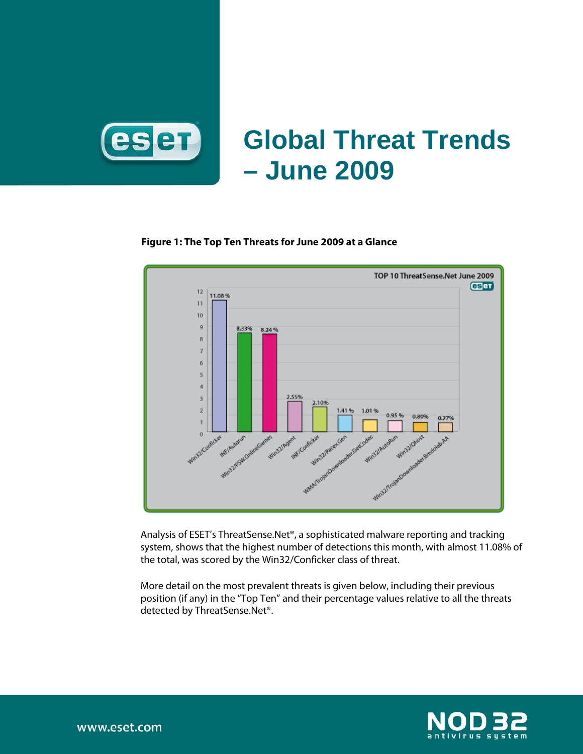# Global Threat Trends – June 2009

**Figure 1: The Top Ten Threats for June 2009 at a Glance**

Analysis of ESET's ThreatSense.Net®, a sophisticated malware reporting and tracking system, shows that the highest number of detections this month, with almost 11.08% of the total, was scored by the Win32/Conficker class of threat.

More detail on the most prevalent threats is given below, including their previous position (if any) in the "Top Ten" and their percentage values relative to all the threats detected by ThreatSense.Net®.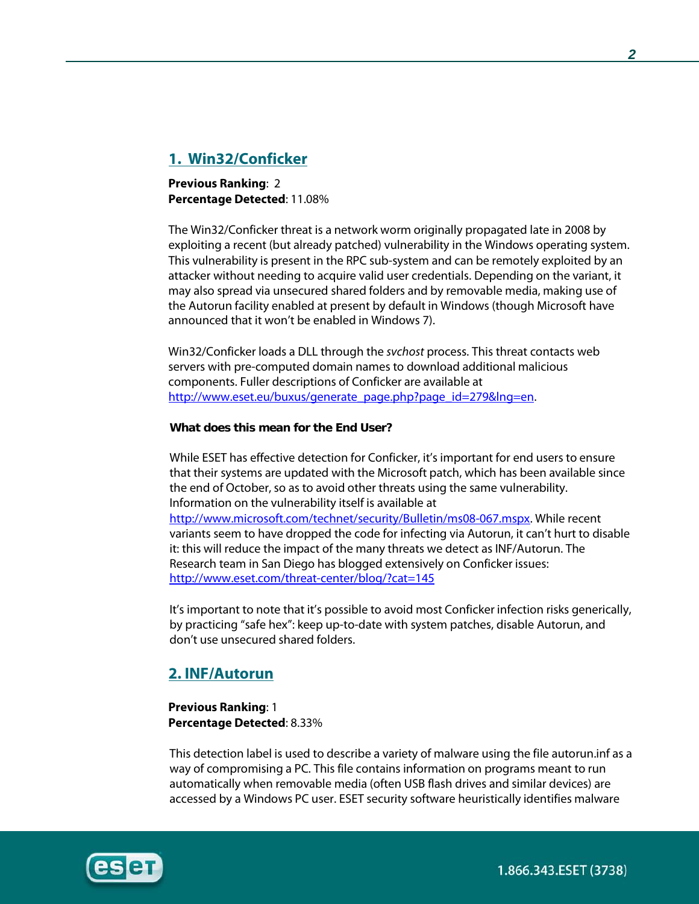## 1. Win32/Conficker

**Previous Ranking**: 2
**Percentage Detected**: 11.08%

The Win32/Conficker threat is a network worm originally propagated late in 2008 by exploiting a recent (but already patched) vulnerability in the Windows operating system. This vulnerability is present in the RPC sub-system and can be remotely exploited by an attacker without needing to acquire valid user credentials. Depending on the variant, it may also spread via unsecured shared folders and by removable media, making use of the Autorun facility enabled at present by default in Windows (though Microsoft have announced that it won't be enabled in Windows 7).

Win32/Conficker loads a DLL through the *svchost* process. This threat contacts web servers with pre-computed domain names to download additional malicious components. Fuller descriptions of Conficker are available at http://www.eset.eu/buxus/generate_page.php?page_id=279&lng=en.

**What does this mean for the End User?**

While ESET has effective detection for Conficker, it's important for end users to ensure that their systems are updated with the Microsoft patch, which has been available since the end of October, so as to avoid other threats using the same vulnerability. Information on the vulnerability itself is available at http://www.microsoft.com/technet/security/Bulletin/ms08-067.mspx. While recent variants seem to have dropped the code for infecting via Autorun, it can't hurt to disable it: this will reduce the impact of the many threats we detect as INF/Autorun. The Research team in San Diego has blogged extensively on Conficker issues: http://www.eset.com/threat-center/blog/?cat=145

It's important to note that it's possible to avoid most Conficker infection risks generically, by practicing "safe hex": keep up-to-date with system patches, disable Autorun, and don't use unsecured shared folders.

## 2. INF/Autorun

**Previous Ranking**: 1
**Percentage Detected**: 8.33%

This detection label is used to describe a variety of malware using the file autorun.inf as a way of compromising a PC. This file contains information on programs meant to run automatically when removable media (often USB flash drives and similar devices) are accessed by a Windows PC user. ESET security software heuristically identifies malware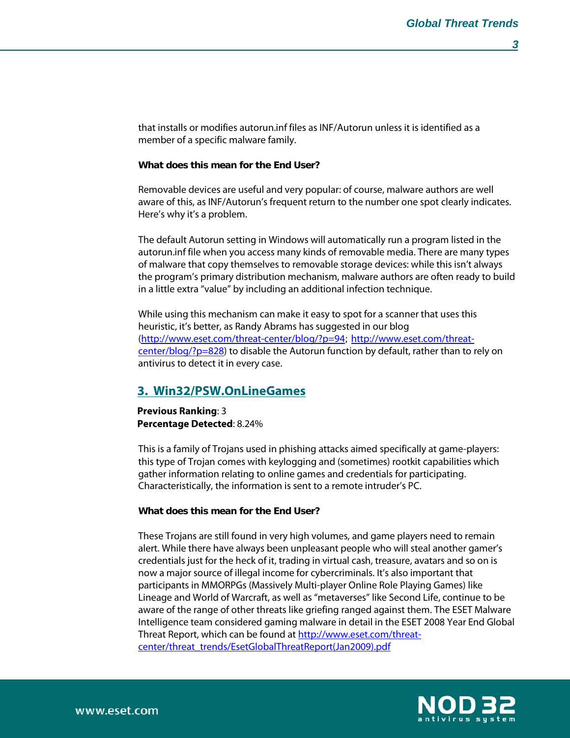that installs or modifies autorun.inf files as INF/Autorun unless it is identified as a member of a specific malware family.

**What does this mean for the End User?**

Removable devices are useful and very popular: of course, malware authors are well aware of this, as INF/Autorun's frequent return to the number one spot clearly indicates. Here's why it's a problem.

The default Autorun setting in Windows will automatically run a program listed in the autorun.inf file when you access many kinds of removable media. There are many types of malware that copy themselves to removable storage devices: while this isn't always the program's primary distribution mechanism, malware authors are often ready to build in a little extra "value" by including an additional infection technique.

While using this mechanism can make it easy to spot for a scanner that uses this heuristic, it's better, as Randy Abrams has suggested in our blog (http://www.eset.com/threat-center/blog/?p=94; http://www.eset.com/threat-center/blog/?p=828) to disable the Autorun function by default, rather than to rely on antivirus to detect it in every case.

## 3. Win32/PSW.OnLineGames

**Previous Ranking**: 3
**Percentage Detected**: 8.24%

This is a family of Trojans used in phishing attacks aimed specifically at game-players: this type of Trojan comes with keylogging and (sometimes) rootkit capabilities which gather information relating to online games and credentials for participating. Characteristically, the information is sent to a remote intruder's PC.

**What does this mean for the End User?**

These Trojans are still found in very high volumes, and game players need to remain alert. While there have always been unpleasant people who will steal another gamer's credentials just for the heck of it, trading in virtual cash, treasure, avatars and so on is now a major source of illegal income for cybercriminals. It's also important that participants in MMORPGs (Massively Multi-player Online Role Playing Games) like Lineage and World of Warcraft, as well as "metaverses" like Second Life, continue to be aware of the range of other threats like griefing ranged against them. The ESET Malware Intelligence team considered gaming malware in detail in the ESET 2008 Year End Global Threat Report, which can be found at http://www.eset.com/threat-center/threat_trends/EsetGlobalThreatReport(Jan2009).pdf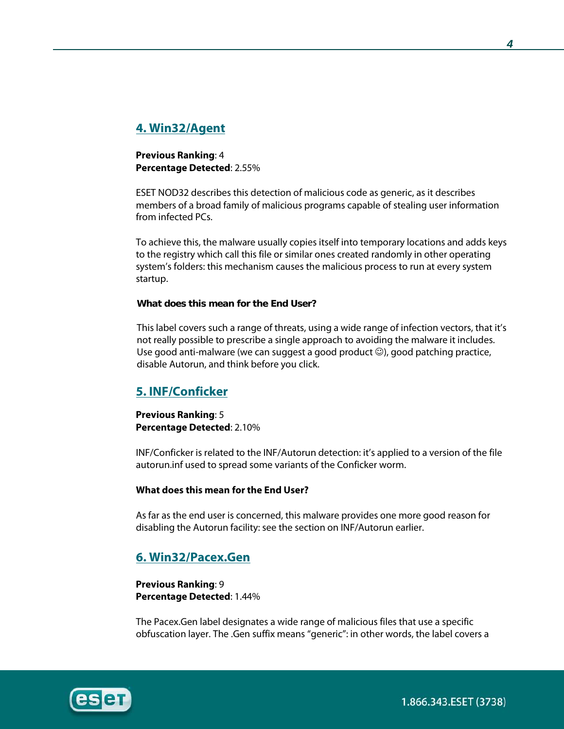## 4. Win32/Agent

**Previous Ranking**: 4
**Percentage Detected**: 2.55%

ESET NOD32 describes this detection of malicious code as generic, as it describes members of a broad family of malicious programs capable of stealing user information from infected PCs.

To achieve this, the malware usually copies itself into temporary locations and adds keys to the registry which call this file or similar ones created randomly in other operating system's folders: this mechanism causes the malicious process to run at every system startup.

**What does this mean for the End User?**

This label covers such a range of threats, using a wide range of infection vectors, that it's not really possible to prescribe a single approach to avoiding the malware it includes. Use good anti-malware (we can suggest a good product ☺), good patching practice, disable Autorun, and think before you click.

## 5. INF/Conficker

**Previous Ranking**: 5
**Percentage Detected**: 2.10%

INF/Conficker is related to the INF/Autorun detection: it's applied to a version of the file autorun.inf used to spread some variants of the Conficker worm.

**What does this mean for the End User?**

As far as the end user is concerned, this malware provides one more good reason for disabling the Autorun facility: see the section on INF/Autorun earlier.

## 6. Win32/Pacex.Gen

**Previous Ranking**: 9
**Percentage Detected**: 1.44%

The Pacex.Gen label designates a wide range of malicious files that use a specific obfuscation layer. The .Gen suffix means "generic": in other words, the label covers a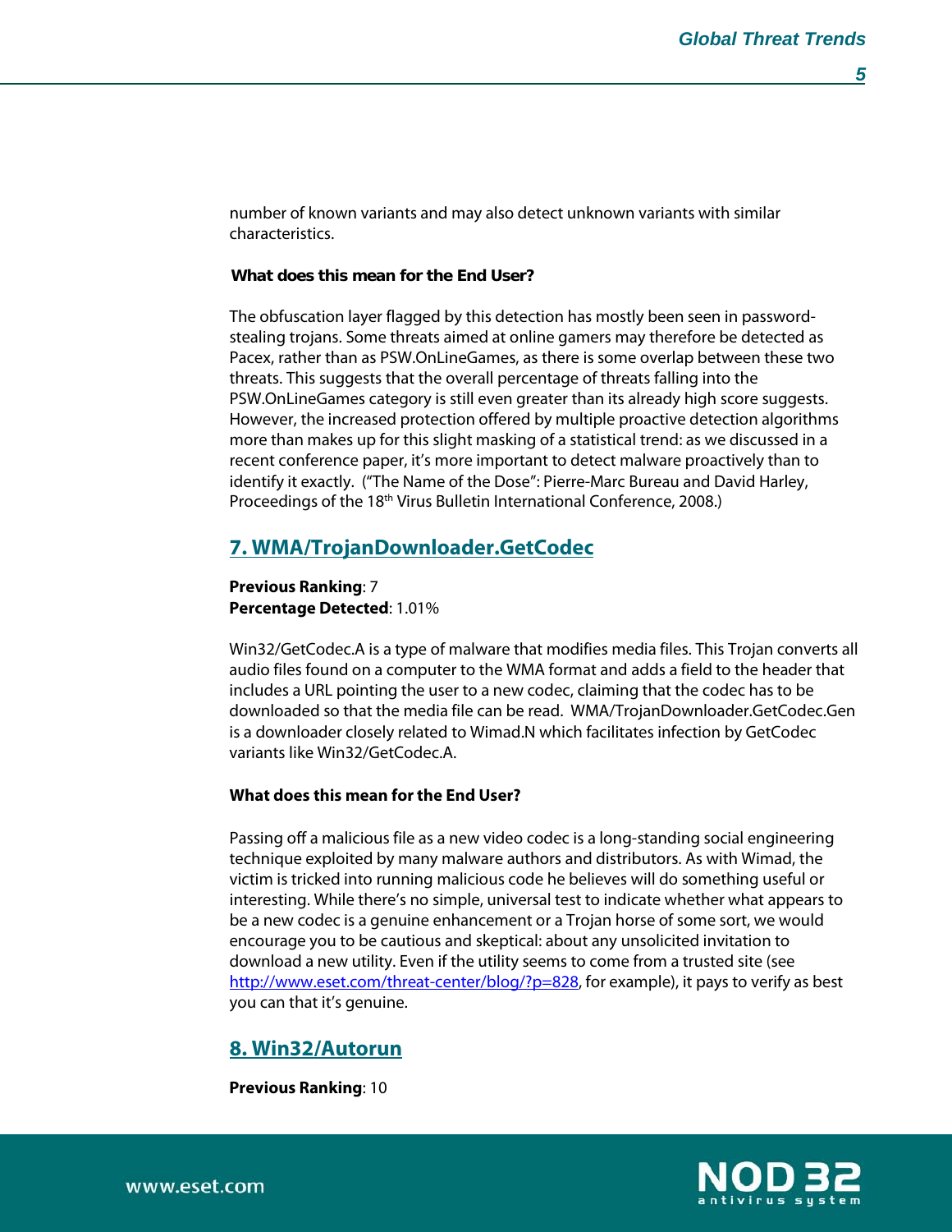number of known variants and may also detect unknown variants with similar characteristics.

**What does this mean for the End User?**

The obfuscation layer flagged by this detection has mostly been seen in password-stealing trojans. Some threats aimed at online gamers may therefore be detected as Pacex, rather than as PSW.OnLineGames, as there is some overlap between these two threats. This suggests that the overall percentage of threats falling into the PSW.OnLineGames category is still even greater than its already high score suggests. However, the increased protection offered by multiple proactive detection algorithms more than makes up for this slight masking of a statistical trend: as we discussed in a recent conference paper, it's more important to detect malware proactively than to identify it exactly. ("The Name of the Dose": Pierre-Marc Bureau and David Harley, Proceedings of the 18th Virus Bulletin International Conference, 2008.)

## 7. WMA/TrojanDownloader.GetCodec

**Previous Ranking**: 7
**Percentage Detected**: 1.01%

Win32/GetCodec.A is a type of malware that modifies media files. This Trojan converts all audio files found on a computer to the WMA format and adds a field to the header that includes a URL pointing the user to a new codec, claiming that the codec has to be downloaded so that the media file can be read. WMA/TrojanDownloader.GetCodec.Gen is a downloader closely related to Wimad.N which facilitates infection by GetCodec variants like Win32/GetCodec.A.

**What does this mean for the End User?**

Passing off a malicious file as a new video codec is a long-standing social engineering technique exploited by many malware authors and distributors. As with Wimad, the victim is tricked into running malicious code he believes will do something useful or interesting. While there's no simple, universal test to indicate whether what appears to be a new codec is a genuine enhancement or a Trojan horse of some sort, we would encourage you to be cautious and skeptical: about any unsolicited invitation to download a new utility. Even if the utility seems to come from a trusted site (see http://www.eset.com/threat-center/blog/?p=828, for example), it pays to verify as best you can that it's genuine.

## 8. Win32/Autorun

**Previous Ranking**: 10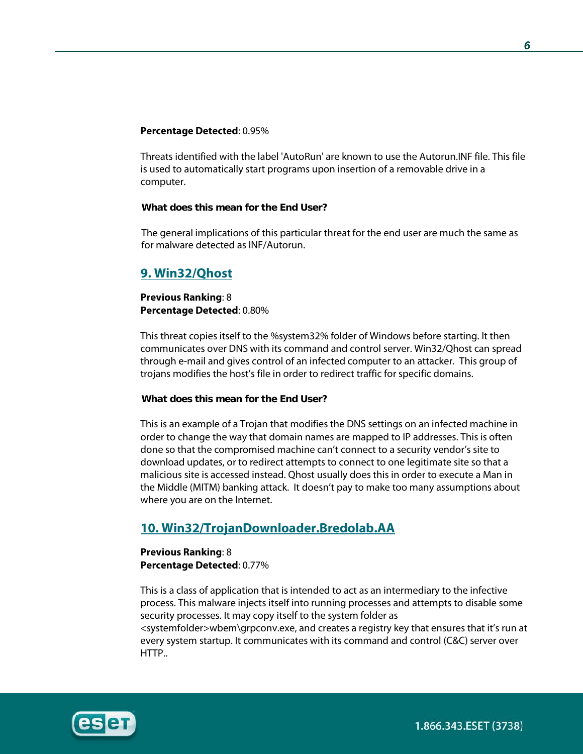**Percentage Detected**: 0.95%

Threats identified with the label 'AutoRun' are known to use the Autorun.INF file. This file is used to automatically start programs upon insertion of a removable drive in a computer.

**What does this mean for the End User?**

The general implications of this particular threat for the end user are much the same as for malware detected as INF/Autorun.

## 9. Win32/Qhost

**Previous Ranking**: 8
**Percentage Detected**: 0.80%

This threat copies itself to the %system32% folder of Windows before starting. It then communicates over DNS with its command and control server. Win32/Qhost can spread through e-mail and gives control of an infected computer to an attacker. This group of trojans modifies the host's file in order to redirect traffic for specific domains.

**What does this mean for the End User?**

This is an example of a Trojan that modifies the DNS settings on an infected machine in order to change the way that domain names are mapped to IP addresses. This is often done so that the compromised machine can't connect to a security vendor's site to download updates, or to redirect attempts to connect to one legitimate site so that a malicious site is accessed instead. Qhost usually does this in order to execute a Man in the Middle (MITM) banking attack. It doesn't pay to make too many assumptions about where you are on the Internet.

## 10. Win32/TrojanDownloader.Bredolab.AA

**Previous Ranking**: 8
**Percentage Detected**: 0.77%

This is a class of application that is intended to act as an intermediary to the infective process. This malware injects itself into running processes and attempts to disable some security processes. It may copy itself to the system folder as <systemfolder>wbem\grpconv.exe, and creates a registry key that ensures that it's run at every system startup. It communicates with its command and control (C&C) server over HTTP..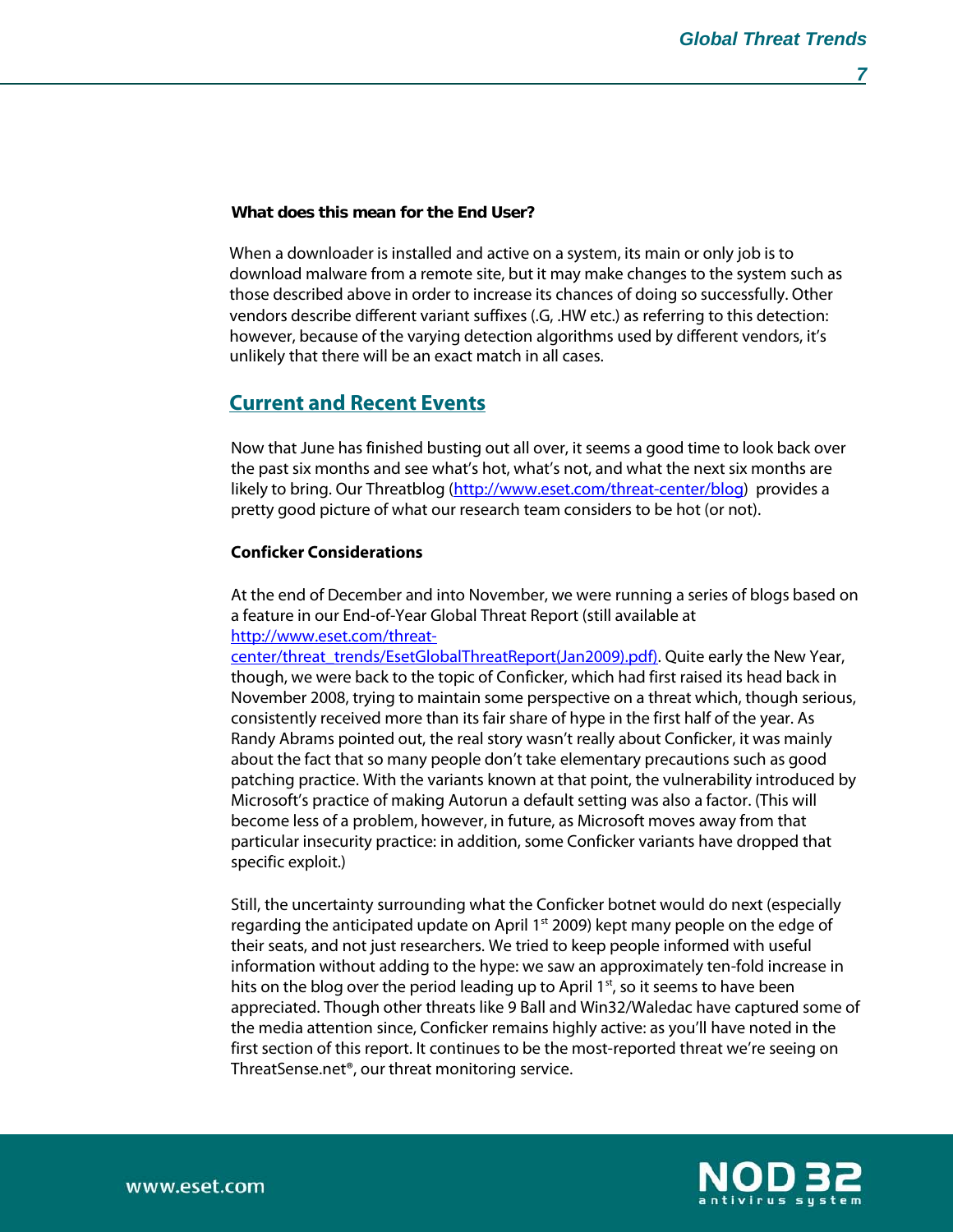**What does this mean for the End User?**

When a downloader is installed and active on a system, its main or only job is to download malware from a remote site, but it may make changes to the system such as those described above in order to increase its chances of doing so successfully. Other vendors describe different variant suffixes (.G, .HW etc.) as referring to this detection: however, because of the varying detection algorithms used by different vendors, it's unlikely that there will be an exact match in all cases.

## Current and Recent Events

Now that June has finished busting out all over, it seems a good time to look back over the past six months and see what's hot, what's not, and what the next six months are likely to bring. Our Threatblog (http://www.eset.com/threat-center/blog) provides a pretty good picture of what our research team considers to be hot (or not).

**Conficker Considerations**

At the end of December and into November, we were running a series of blogs based on a feature in our End-of-Year Global Threat Report (still available at http://www.eset.com/threat-center/threat_trends/EsetGlobalThreatReport(Jan2009).pdf). Quite early the New Year, though, we were back to the topic of Conficker, which had first raised its head back in November 2008, trying to maintain some perspective on a threat which, though serious, consistently received more than its fair share of hype in the first half of the year. As Randy Abrams pointed out, the real story wasn't really about Conficker, it was mainly about the fact that so many people don't take elementary precautions such as good patching practice. With the variants known at that point, the vulnerability introduced by Microsoft's practice of making Autorun a default setting was also a factor. (This will become less of a problem, however, in future, as Microsoft moves away from that particular insecurity practice: in addition, some Conficker variants have dropped that specific exploit.)

Still, the uncertainty surrounding what the Conficker botnet would do next (especially regarding the anticipated update on April 1st 2009) kept many people on the edge of their seats, and not just researchers. We tried to keep people informed with useful information without adding to the hype: we saw an approximately ten-fold increase in hits on the blog over the period leading up to April 1st, so it seems to have been appreciated. Though other threats like 9 Ball and Win32/Waledac have captured some of the media attention since, Conficker remains highly active: as you'll have noted in the first section of this report. It continues to be the most-reported threat we're seeing on ThreatSense.net®, our threat monitoring service.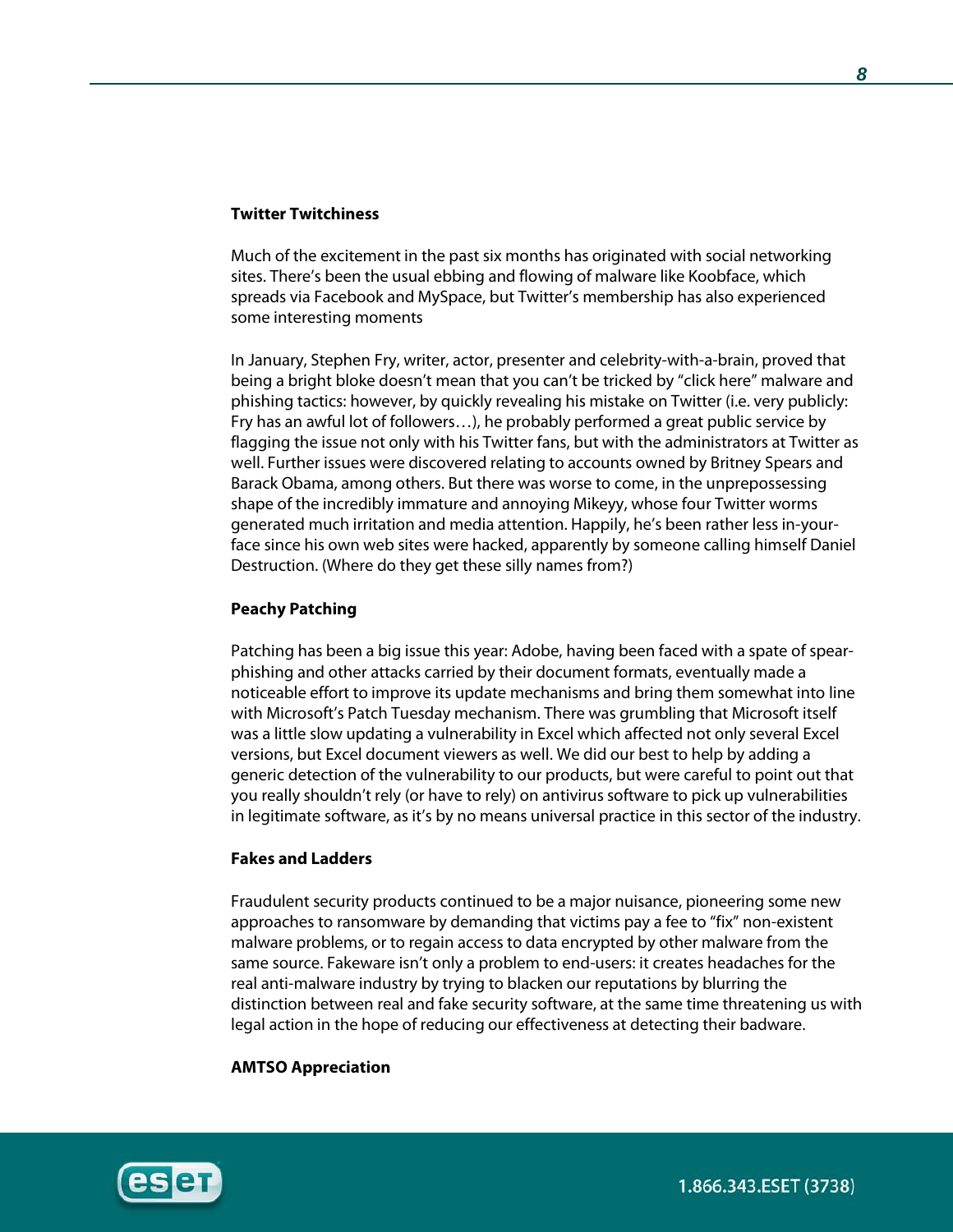**Twitter Twitchiness**

Much of the excitement in the past six months has originated with social networking sites. There's been the usual ebbing and flowing of malware like Koobface, which spreads via Facebook and MySpace, but Twitter's membership has also experienced some interesting moments

In January, Stephen Fry, writer, actor, presenter and celebrity-with-a-brain, proved that being a bright bloke doesn't mean that you can't be tricked by "click here" malware and phishing tactics: however, by quickly revealing his mistake on Twitter (i.e. very publicly: Fry has an awful lot of followers…), he probably performed a great public service by flagging the issue not only with his Twitter fans, but with the administrators at Twitter as well. Further issues were discovered relating to accounts owned by Britney Spears and Barack Obama, among others. But there was worse to come, in the unprepossessing shape of the incredibly immature and annoying Mikeyy, whose four Twitter worms generated much irritation and media attention. Happily, he's been rather less in-your-face since his own web sites were hacked, apparently by someone calling himself Daniel Destruction. (Where do they get these silly names from?)

**Peachy Patching**

Patching has been a big issue this year: Adobe, having been faced with a spate of spear-phishing and other attacks carried by their document formats, eventually made a noticeable effort to improve its update mechanisms and bring them somewhat into line with Microsoft's Patch Tuesday mechanism. There was grumbling that Microsoft itself was a little slow updating a vulnerability in Excel which affected not only several Excel versions, but Excel document viewers as well. We did our best to help by adding a generic detection of the vulnerability to our products, but were careful to point out that you really shouldn't rely (or have to rely) on antivirus software to pick up vulnerabilities in legitimate software, as it's by no means universal practice in this sector of the industry.

**Fakes and Ladders**

Fraudulent security products continued to be a major nuisance, pioneering some new approaches to ransomware by demanding that victims pay a fee to "fix" non-existent malware problems, or to regain access to data encrypted by other malware from the same source. Fakeware isn't only a problem to end-users: it creates headaches for the real anti-malware industry by trying to blacken our reputations by blurring the distinction between real and fake security software, at the same time threatening us with legal action in the hope of reducing our effectiveness at detecting their badware.

**AMTSO Appreciation**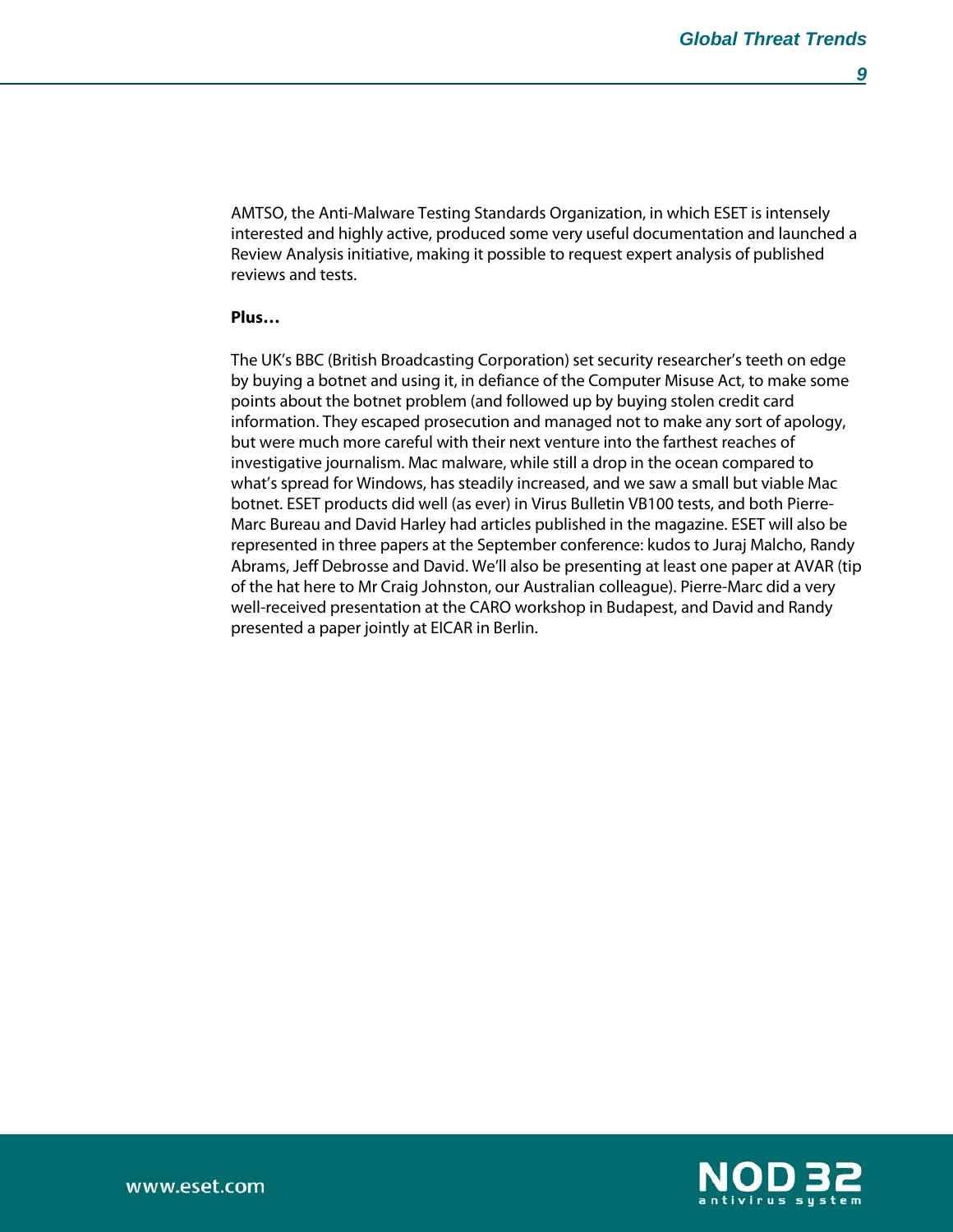AMTSO, the Anti-Malware Testing Standards Organization, in which ESET is intensely interested and highly active, produced some very useful documentation and launched a Review Analysis initiative, making it possible to request expert analysis of published reviews and tests.

**Plus…**

The UK's BBC (British Broadcasting Corporation) set security researcher's teeth on edge by buying a botnet and using it, in defiance of the Computer Misuse Act, to make some points about the botnet problem (and followed up by buying stolen credit card information. They escaped prosecution and managed not to make any sort of apology, but were much more careful with their next venture into the farthest reaches of investigative journalism. Mac malware, while still a drop in the ocean compared to what's spread for Windows, has steadily increased, and we saw a small but viable Mac botnet. ESET products did well (as ever) in Virus Bulletin VB100 tests, and both Pierre-Marc Bureau and David Harley had articles published in the magazine. ESET will also be represented in three papers at the September conference: kudos to Juraj Malcho, Randy Abrams, Jeff Debrosse and David. We'll also be presenting at least one paper at AVAR (tip of the hat here to Mr Craig Johnston, our Australian colleague). Pierre-Marc did a very well-received presentation at the CARO workshop in Budapest, and David and Randy presented a paper jointly at EICAR in Berlin.